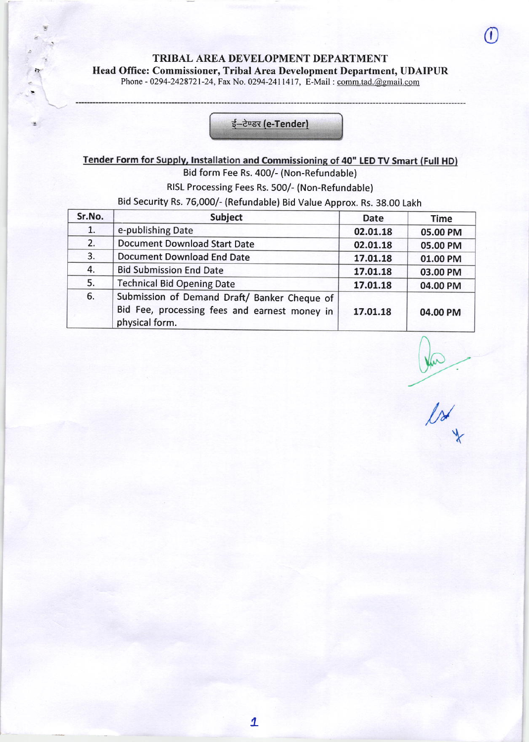# TRIBAL AREA DEVELOPMENT DEPARTMENT

**Head Office: Commissioner, Tribal Area Development Department, UDAIPUR**

Phone - 0294-2428721-24, Fax No. 0294-2411417, E-Mail : comm.tad.@gmail.com

---

**ई–टेण्डर (e-Tender)**

**Tender Form for Supply, Installation and Commissioning of 40" LED TV Smart (Full HD)**

Bid form Fee Rs. 400/- (Non-Refundable)

RISL Processing Fees Rs. 500/- (Non-Refundable)

Bid Security Rs. 76,000/- (Refundable) Bid Value Approx. Rs. 38.00 Lakh

| Sr.No. | Subject | Date | Time |
|---|---|---|---|
| 1. | e-publishing Date | 02.01.18 | 05.00 PM |
| 2. | Document Download Start Date | 02.01.18 | 05.00 PM |
| 3. | Document Download End Date | 17.01.18 | 01.00 PM |
| 4. | Bid Submission End Date | 17.01.18 | 03.00 PM |
| 5. | Technical Bid Opening Date | 17.01.18 | 04.00 PM |
| 6. | Submission of Demand Draft/ Banker Cheque of Bid Fee, processing fees and earnest money in physical form. | 17.01.18 | 04.00 PM |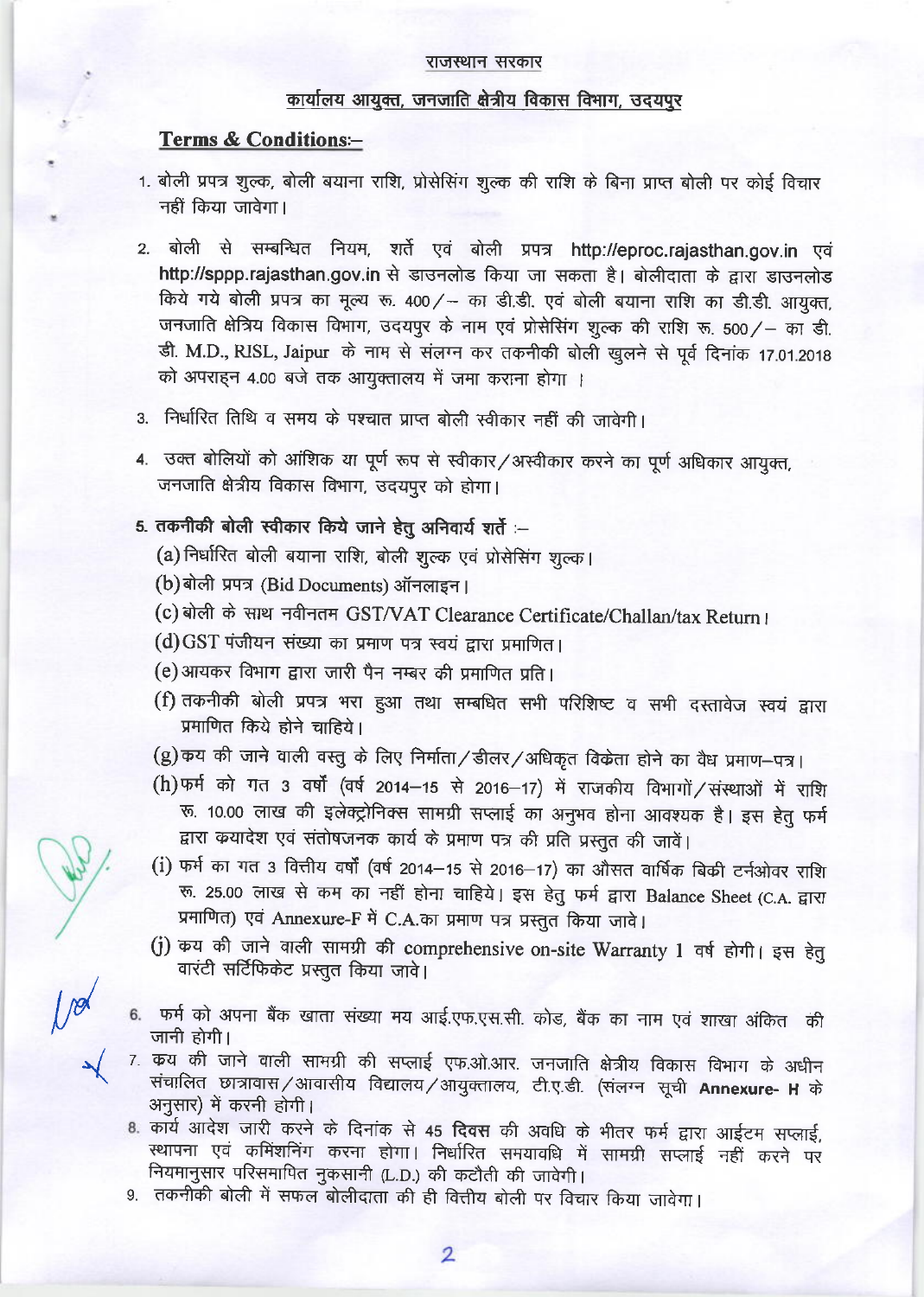राजस्थान सरकार

कार्यालय आयुक्त, जनजाति क्षेत्रीय विकास विभाग, उदयपुर

## Terms & Conditions:–

1. बोली प्रपत्र शुल्क, बोली बयाना राशि, प्रोसेसिंग शुल्क की राशि के बिना प्राप्त बोली पर कोई विचार नहीं किया जावेगा।

2. बोली से सम्बन्धित नियम, शर्ते एवं बोली प्रपत्र http://eproc.rajasthan.gov.in एवं http://sppp.rajasthan.gov.in से डाउनलोड किया जा सकता है। बोलीदाता के द्वारा डाउनलोड किये गये बोली प्रपत्र का मूल्य रू. 400/– का डी.डी. एवं बोली बयाना राशि का डी.डी. आयुक्त, जनजाति क्षेत्रिय विकास विभाग, उदयपुर के नाम एवं प्रोसेसिंग शुल्क की राशि रू. 500/– का डी. डी. M.D., RISL, Jaipur के नाम से संलग्न कर तकनीकी बोली खुलने से पूर्व दिनांक 17.01.2018 को अपराह्न 4.00 बजे तक आयुक्तालय में जमा कराना होगा ।

3. निर्धारित तिथि व समय के पश्चात प्राप्त बोली स्वीकार नहीं की जावेगी।

4. उक्त बोलियों को आंशिक या पूर्ण रूप से स्वीकार/अस्वीकार करने का पूर्ण अधिकार आयुक्त, जनजाति क्षेत्रीय विकास विभाग, उदयपुर को होगा।

5. **तकनीकी बोली स्वीकार किये जाने हेतु अनिवार्य शर्ते :–**
   (a) निर्धारित बोली बयाना राशि, बोली शुल्क एवं प्रोसेसिंग शुल्क।
   (b) बोली प्रपत्र (Bid Documents) ऑनलाइन।
   (c) बोली के साथ नवीनतम GST/VAT Clearance Certificate/Challan/tax Return।
   (d) GST पंजीयन संख्या का प्रमाण पत्र स्वयं द्वारा प्रमाणित।
   (e) आयकर विभाग द्वारा जारी पैन नम्बर की प्रमाणित प्रति।
   (f) तकनीकी बोली प्रपत्र भरा हुआ तथा सम्बधित सभी परिशिष्ट व सभी दस्तावेज स्वयं द्वारा प्रमाणित किये होने चाहिये।
   (g) क्रय की जाने वाली वस्तु के लिए निर्माता/डीलर/अधिकृत विक्रेता होने का वैध प्रमाण-पत्र।
   (h) फर्म को गत 3 वर्षो (वर्ष 2014–15 से 2016–17) में राजकीय विभागों/संस्थाओं में राशि रू. 10.00 लाख की इलेक्ट्रोनिक्स सामग्री सप्लाई का अनुभव होना आवश्यक है। इस हेतु फर्म द्वारा क्रयादेश एवं संतोषजनक कार्य के प्रमाण पत्र की प्रति प्रस्तुत की जावें।
   (i) फर्म का गत 3 वित्तीय वर्षो (वर्ष 2014–15 से 2016–17) का औसत वार्षिक बिकी टर्नओवर राशि रू. 25.00 लाख से कम का नहीं होना चाहिये। इस हेतु फर्म द्वारा Balance Sheet (C.A. द्वारा प्रमाणित) एवं Annexure-F में C.A.का प्रमाण पत्र प्रस्तुत किया जावे।
   (j) क्रय की जाने वाली सामग्री की comprehensive on-site Warranty 1 वर्ष होगी। इस हेतु वारंटी सर्टिफिकेट प्रस्तुत किया जावे।

6. फर्म को अपना बैंक खाता संख्या मय आई.एफ.एस.सी. कोड, बैंक का नाम एवं शाखा अंकित की जानी होगी।

7. क्रय की जाने वाली सामग्री की सप्लाई एफ.ओ.आर. जनजाति क्षेत्रीय विकास विभाग के अधीन संचालित छात्रावास/आवासीय विद्यालय/आयुक्तालय, टी.ए.डी. (संलग्न सूची **Annexure- H** के अनुसार) में करनी होगी।

8. कार्य आदेश जारी करने के दिनांक से 45 **दिवस** की अवधि के भीतर फर्म द्वारा आईटम सप्लाई, स्थापना एवं कमिशनिंग करना होगा। निर्धारित समयावधि में सामग्री सप्लाई नहीं करने पर नियमानुसार परिसमापित नुकसानी (L.D.) की कटौती की जावेगी।

9. तकनीकी बोली में सफल बोलीदाता की ही वित्तीय बोली पर विचार किया जावेगा।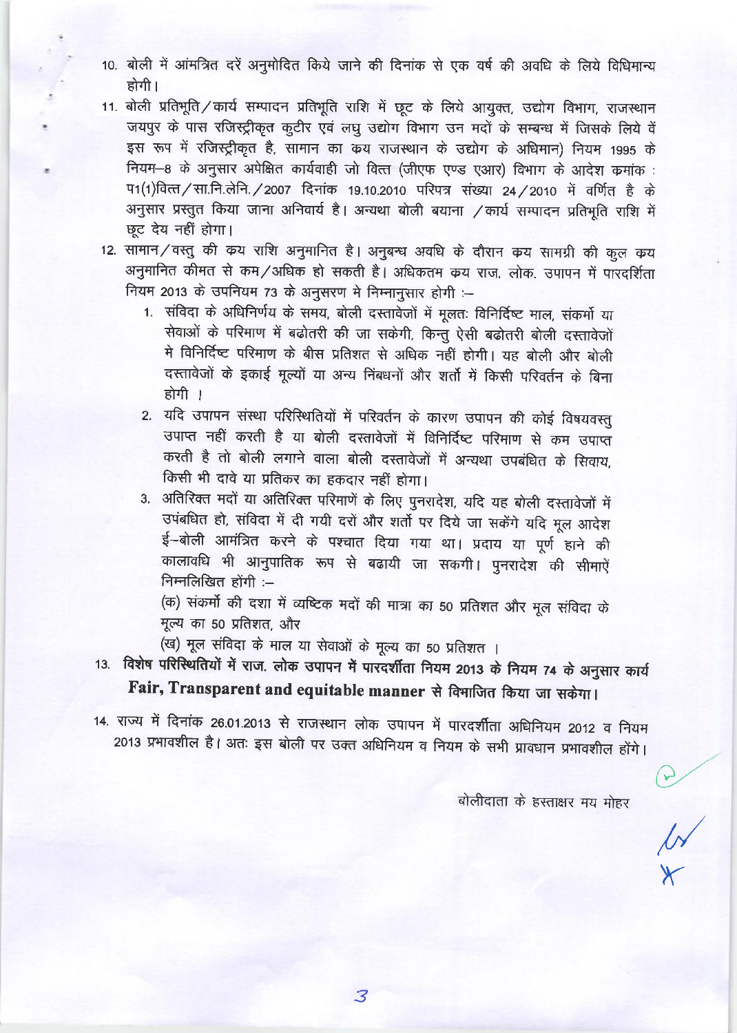10. बोली में आंमत्रित दरें अनुमोदित किये जाने की दिनांक से एक वर्ष की अवधि के लिये विधिमान्य होगी।

11. बोली प्रतिभूति/कार्य सम्पादन प्रतिभूति राशि में छूट के लिये आयुक्त, उद्योग विभाग, राजस्थान जयपुर के पास रजिस्ट्रीकृत कुटीर एवं लघु उद्योग विभाग उन मदों के सम्बन्ध में जिसके लिये वें इस रूप में रजिस्ट्रीकृत है, सामान का क्रय राजस्थान के उद्योग के अधिमान) नियम 1995 के नियम–8 के अनुसार अपेक्षित कार्यवाही जो वित्त (जीएफ एण्ड एआर) विभाग के आदेश क्रमांक : प1(1)वित्त/सा.नि.लेनि./2007 दिनांक 19.10.2010 परिपत्र संख्या 24/2010 में वर्णित है के अनुसार प्रस्तुत किया जाना अनिवार्य है। अन्यथा बोली बयाना /कार्य सम्पादन प्रतिभूति राशि में छूट देय नहीं होगा।

12. सामान/वस्तु की क्रय राशि अनुमानित है। अनुबन्ध अवधि के दौरान क्रय सामग्री की कुल क्रय अनुमानित कीमत से कम/अधिक हो सकती है। अधिकतम क्रय राज. लोक. उपापन में पारदर्शिता नियम 2013 के उपनियम 73 के अनुसरण मे निम्नानुसार होगी :–
    1. संविदा के अधिनिर्णय के समय, बोली दस्तावेजों में मूलतः विनिर्दिष्ट माल, संकर्मो या सेवाओं के परिमाण में बढोतरी की जा सकेगी, किन्तु ऐसी बढोतरी बोली दस्तावेजों मे विनिर्दिष्ट परिमाण के बीस प्रतिशत से अधिक नहीं होगी। यह बोली और बोली दस्तावेजों के इकाई मूल्यों या अन्य निंबधनों और शर्तो में किसी परिवर्तन के बिना होगी !
    2. यदि उपापन संस्था परिस्थितियों में परिवर्तन के कारण उपापन की कोई विषयवस्तु उपाप्त नहीं करती है या बोली दस्तावेजों में विनिर्दिष्ट परिमाण से कम उपाप्त करती है तो बोली लगाने वाला बोली दस्तावेजों में अन्यथा उपबंधित के सिवाय, किसी भी दावे या प्रतिकर का हकदार नहीं होगा।
    3. अतिरिक्त मदों या अतिरिक्त परिमाणें के लिए पुनरादेश, यदि यह बोली दस्तावेजों में उपबंधित हो, संविदा में दी गयी दरों और शर्तो पर दिये जा सकेंगे यदि मूल आदेश ई–बोली आमंत्रित करने के पश्चात दिया गया था। प्रदाय या पूर्ण हाने की कालावधि भी आनुपातिक रूप से बढायी जा सकती। पुनरादेश की सीमाऐं निम्नलिखित होंगी :–

       (क) संकर्मो की दशा में व्यष्टिक मदों की मात्रा का 50 प्रतिशत और मूल संविदा के मूल्य का 50 प्रतिशत, और

       (ख) मूल संविदा के माल या सेवाओं के मूल्य का 50 प्रतिशत ।

13. **विशेष परिस्थितियों में राज. लोक उपापन में पारदर्शीता नियम 2013 के नियम 74 के अनुसार कार्य Fair, Transparent and equitable manner से विभाजित किया जा सकेगा।**

14. राज्य में दिनांक 26.01.2013 से राजस्थान लोक उपापन में पारदर्शीता अधिनियम 2012 व नियम 2013 प्रभावशील है। अतः इस बोली पर उक्त अधिनियम व नियम के सभी प्रावधान प्रभावशील होंगे।

बोलीदाता के हस्ताक्षर मय मोहर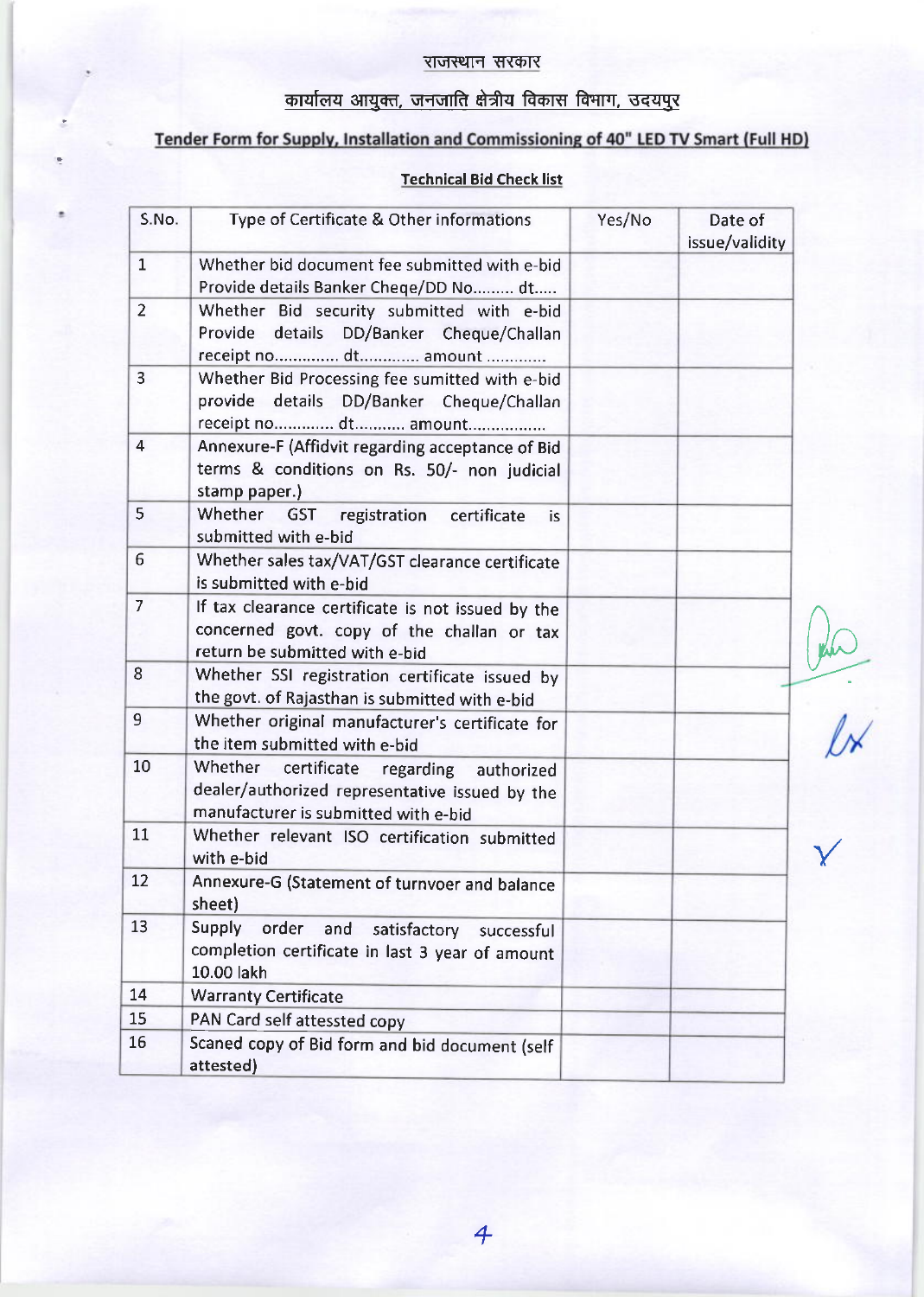## राजस्थान सरकार

## कार्यालय आयुक्त, जनजाति क्षेत्रीय विकास विभाग, उदयपुर

### Tender Form for Supply, Installation and Commissioning of 40" LED TV Smart (Full HD)

#### Technical Bid Check list

| S.No. | Type of Certificate & Other informations | Yes/No | Date of issue/validity |
|---|---|---|---|
| 1 | Whether bid document fee submitted with e-bid Provide details Banker Cheqe/DD No......... dt..... | | |
| 2 | Whether Bid security submitted with e-bid Provide details DD/Banker Cheque/Challan receipt no.............. dt............. amount ............ | | |
| 3 | Whether Bid Processing fee sumitted with e-bid provide details DD/Banker Cheque/Challan receipt no............. dt........... amount................. | | |
| 4 | Annexure-F (Affidvit regarding acceptance of Bid terms & conditions on Rs. 50/- non judicial stamp paper.) | | |
| 5 | Whether GST registration certificate is submitted with e-bid | | |
| 6 | Whether sales tax/VAT/GST clearance certificate is submitted with e-bid | | |
| 7 | If tax clearance certificate is not issued by the concerned govt. copy of the challan or tax return be submitted with e-bid | | |
| 8 | Whether SSI registration certificate issued by the govt. of Rajasthan is submitted with e-bid | | |
| 9 | Whether original manufacturer's certificate for the item submitted with e-bid | | |
| 10 | Whether certificate regarding authorized dealer/authorized representative issued by the manufacturer is submitted with e-bid | | |
| 11 | Whether relevant ISO certification submitted with e-bid | | |
| 12 | Annexure-G (Statement of turnvoer and balance sheet) | | |
| 13 | Supply order and satisfactory successful completion certificate in last 3 year of amount 10.00 lakh | | |
| 14 | Warranty Certificate | | |
| 15 | PAN Card self attessted copy | | |
| 16 | Scaned copy of Bid form and bid document (self attested) | | |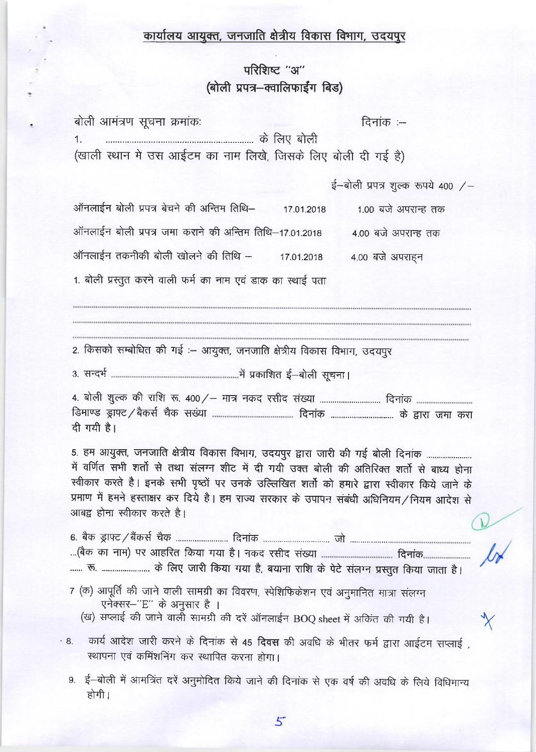## कार्यालय आयुक्त, जनजाति क्षेत्रीय विकास विभाग, उदयपुर

### परिशिष्ट "अ"
### (बोली प्रपत्र–क्वालिफाईंग बिड)

बोली आमंत्रण सूचना क्रमांकः &nbsp;&nbsp;&nbsp;&nbsp;&nbsp;&nbsp;&nbsp;&nbsp;&nbsp;&nbsp;&nbsp;&nbsp;&nbsp;&nbsp;&nbsp;&nbsp;&nbsp;&nbsp;&nbsp;&nbsp; दिनांक :–

1. ............................................................ के लिए बोली

(खाली स्थान मे उस आईटम का नाम लिखे, जिसके लिए बोली दी गई है)

ई–बोली प्रपत्र शुल्क रूपये 400 /–

ऑनलाईन बोली प्रपत्र बेचने की अन्तिम तिथि– 17.01.2018 &nbsp;&nbsp; 1.00 बजे अपरान्ह तक

ऑनलाईन बोली प्रपत्र जमा कराने की अन्तिम तिथि–17.01.2018 &nbsp;&nbsp; 4.00 बजे अपरान्ह तक

ऑनलाईन तकनीकी बोली खोलने की तिथि – 17.01.2018 &nbsp;&nbsp; 4.00 बजे अपराह्न

1. बोली प्रस्तुत करने वाली फर्म का नाम एवं डाक का स्थाई पता

..................................................................................................................................

..................................................................................................................................

..................................................................................................................................

2. किसको सम्बोधित की गई :– आयुक्त, जनजाति क्षेत्रीय विकास विभाग, उदयपुर

3. सन्दर्भ ............................................................में प्रकाशित ई–बोली सूचना।

4. बोली शुल्क की राशि रू. 400/– मात्र नकद रसीद संख्या ............................ दिनांक .......................... डिमाण्ड ड्राफ्ट/बैकर्स चैक सख्या ...................................... दिनांक .............................. के द्वारा जमा करा दी गयी है।

5. हम आयुक्त, जनजाति क्षेत्रीय विकास विभाग, उदयपुर द्वारा जारी की गई बोली दिनांक ..................... में वर्णित सभी शर्तो से तथा संलग्न शीट में दी गयी उक्त बोली की अतिरिक्त शर्तो से बाध्य होना स्वीकार करते है। इनके सभी पृष्ठों पर उनके उल्लिखित शर्तो को हमारे द्वारा स्वीकार किये जाने के प्रमाण में हमने हस्ताक्षर कर दिये है। हम राज्य सरकार के उपापन संबंधी अधिनियम/नियम आदेश से आबद्व होना स्वीकार करते है।

6. बैक ड्राफ्ट/बैंकर्स चैक ........................ दिनांक .............................. जो ............................................................ ...(बैक का नाम) पर आहरित किया गया है। नकद रसीद संख्या ................................ दिनांक..................... ...... रू. ....................... के लिए जारी किया गया है, बयाना राशि के पेटे संलग्न प्रस्तुत किया जाता है।

7 (क) आपूर्ति की जाने वाली सामग्री का विवरण, स्पेशिफिकेशन एवं अनुमानित मात्रा संलग्न एनेक्सर–"E" के अनुसार है ।

(ख) सप्लाई की जाने वाली सामग्री की दरें ऑनलाईन BOQ sheet में अंकित की गयी है।

8. कार्य आदेश जारी करने के दिनांक से 45 **दिवस** की अवधि के भीतर फर्म द्वारा आईटम सप्लाई , स्थापना एवं कमिंशनिंग कर स्थापित करना होगा।

9. ई–बोली में आमत्रिंत दरें अनुमोदित किये जाने की दिनांक से एक वर्ष की अवधि के लिये विधिमान्य होगी।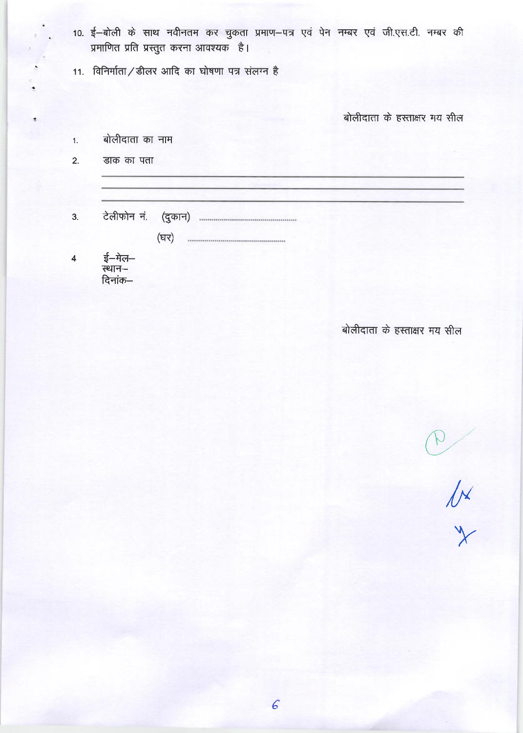10. ई–बोली के साथ नवीनतम कर चुकता प्रमाण–पत्र एवं पेन नम्बर एवं जी.एस.टी. नम्बर की प्रमाणित प्रति प्रस्तुत करना आवश्यक है।

11. विनिर्माता/डीलर आदि का घोषणा पत्र संलग्न है

बोलीदाता के हस्ताक्षर मय सील

1. बोलीदाता का नाम

2. डाक का पता

______________________________________________

______________________________________________

______________________________________________

3. टेलीफोन नं. (दुकान) ..............................................

(घर) ..............................................

4 ई–मेल–
स्थान–
दिनांक–

बोलीदाता के हस्ताक्षर मय सील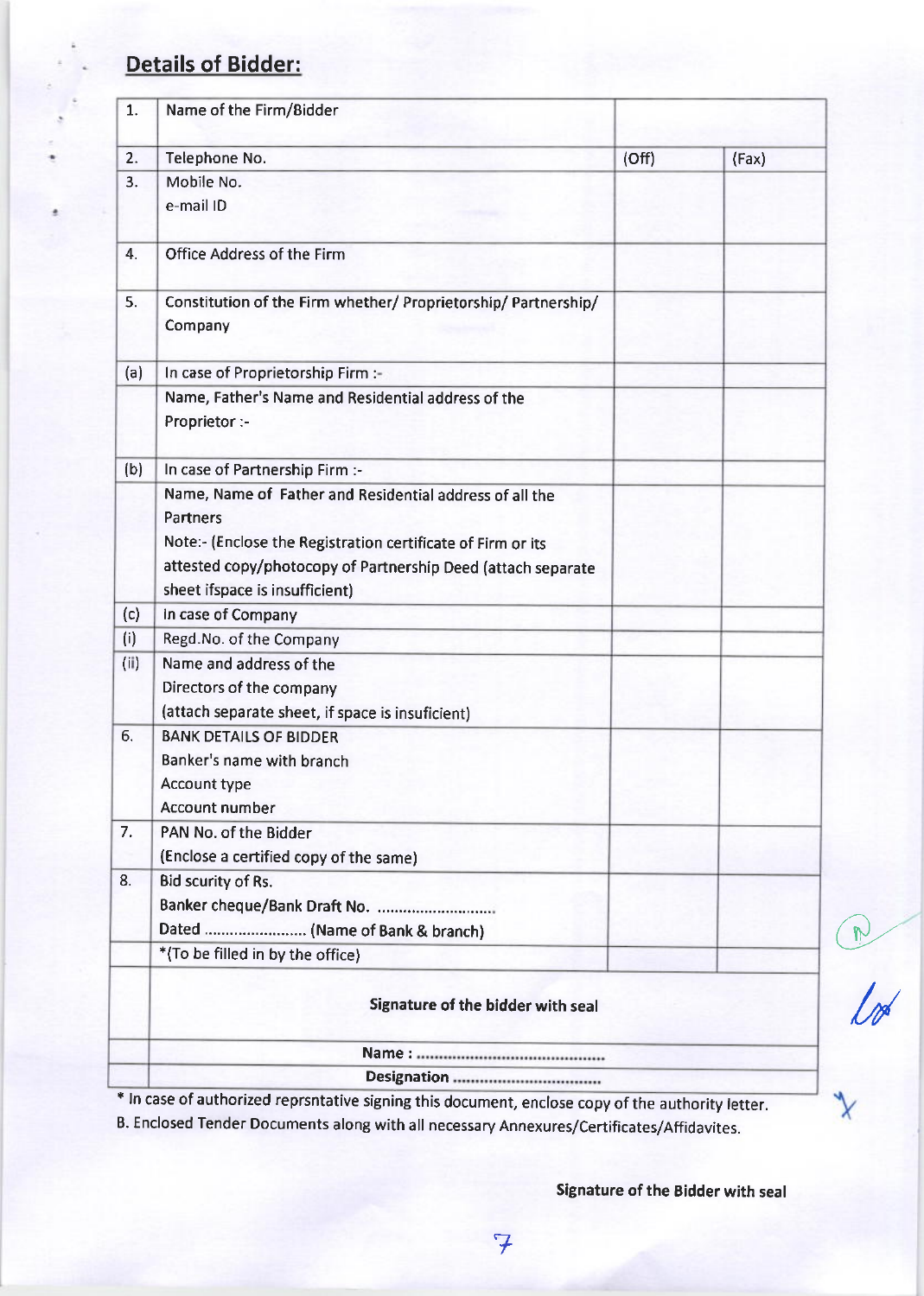## Details of Bidder:

| | | | |
|---|---|---|---|
| 1. | Name of the Firm/Bidder | | |
| 2. | Telephone No. | (Off) | (Fax) |
| 3. | Mobile No.<br>e-mail ID | | |
| 4. | Office Address of the Firm | | |
| 5. | Constitution of the Firm whether/ Proprietorship/ Partnership/ Company | | |
| (a) | In case of Proprietorship Firm :- | | |
| | Name, Father's Name and Residential address of the Proprietor :- | | |
| (b) | In case of Partnership Firm :- | | |
| | Name, Name of Father and Residential address of all the Partners<br>Note:- (Enclose the Registration certificate of Firm or its attested copy/photocopy of Partnership Deed (attach separate sheet ifspace is insufficient) | | |
| (c) | In case of Company | | |
| (i) | Regd.No. of the Company | | |
| (ii) | Name and address of the Directors of the company<br>(attach separate sheet, if space is insuficient) | | |
| 6. | BANK DETAILS OF BIDDER<br>Banker's name with branch<br>Account type<br>Account number | | |
| 7. | PAN No. of the Bidder<br>(Enclose a certified copy of the same) | | |
| 8. | Bid scurity of Rs.<br>Banker cheque/Bank Draft No. ..........................<br>Dated ........................ (Name of Bank & branch) | | |
| | *(To be filled in by the office) | | |
| | **Signature of the bidder with seal** | | |
| | **Name : ..........................................** | | |
| | **Designation .................................** | | |

\* In case of authorized reprsntative signing this document, enclose copy of the authority letter.

B. Enclosed Tender Documents along with all necessary Annexures/Certificates/Affidavites.

**Signature of the Bidder with seal**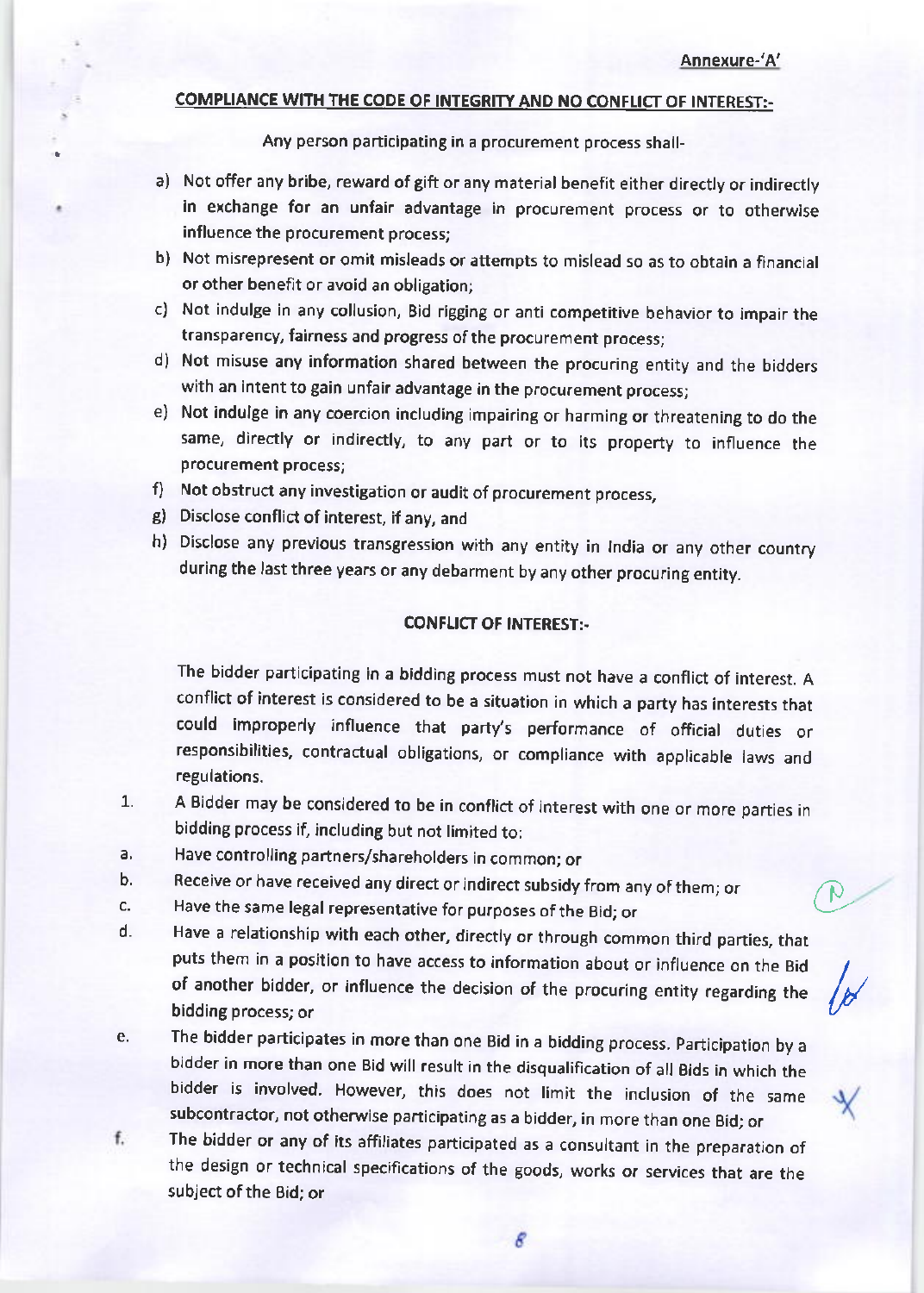Annexure-'A'

## COMPLIANCE WITH THE CODE OF INTEGRITY AND NO CONFLICT OF INTEREST:-

Any person participating in a procurement process shall-

a) Not offer any bribe, reward of gift or any material benefit either directly or indirectly in exchange for an unfair advantage in procurement process or to otherwise influence the procurement process;

b) Not misrepresent or omit misleads or attempts to mislead so as to obtain a financial or other benefit or avoid an obligation;

c) Not indulge in any collusion, Bid rigging or anti competitive behavior to impair the transparency, fairness and progress of the procurement process;

d) Not misuse any information shared between the procuring entity and the bidders with an intent to gain unfair advantage in the procurement process;

e) Not indulge in any coercion including impairing or harming or threatening to do the same, directly or indirectly, to any part or to its property to influence the procurement process;

f) Not obstruct any investigation or audit of procurement process,

g) Disclose conflict of interest, if any, and

h) Disclose any previous transgression with any entity in India or any other country during the last three years or any debarment by any other procuring entity.

## CONFLICT OF INTEREST:-

The bidder participating in a bidding process must not have a conflict of interest. A conflict of interest is considered to be a situation in which a party has interests that could improperly influence that party's performance of official duties or responsibilities, contractual obligations, or compliance with applicable laws and regulations.

1. A Bidder may be considered to be in conflict of interest with one or more parties in bidding process if, including but not limited to:

a. Have controlling partners/shareholders in common; or

b. Receive or have received any direct or indirect subsidy from any of them; or

c. Have the same legal representative for purposes of the Bid; or

d. Have a relationship with each other, directly or through common third parties, that puts them in a position to have access to information about or influence on the Bid of another bidder, or influence the decision of the procuring entity regarding the bidding process; or

e. The bidder participates in more than one Bid in a bidding process. Participation by a bidder in more than one Bid will result in the disqualification of all Bids in which the bidder is involved. However, this does not limit the inclusion of the same subcontractor, not otherwise participating as a bidder, in more than one Bid; or

f. The bidder or any of its affiliates participated as a consultant in the preparation of the design or technical specifications of the goods, works or services that are the subject of the Bid; or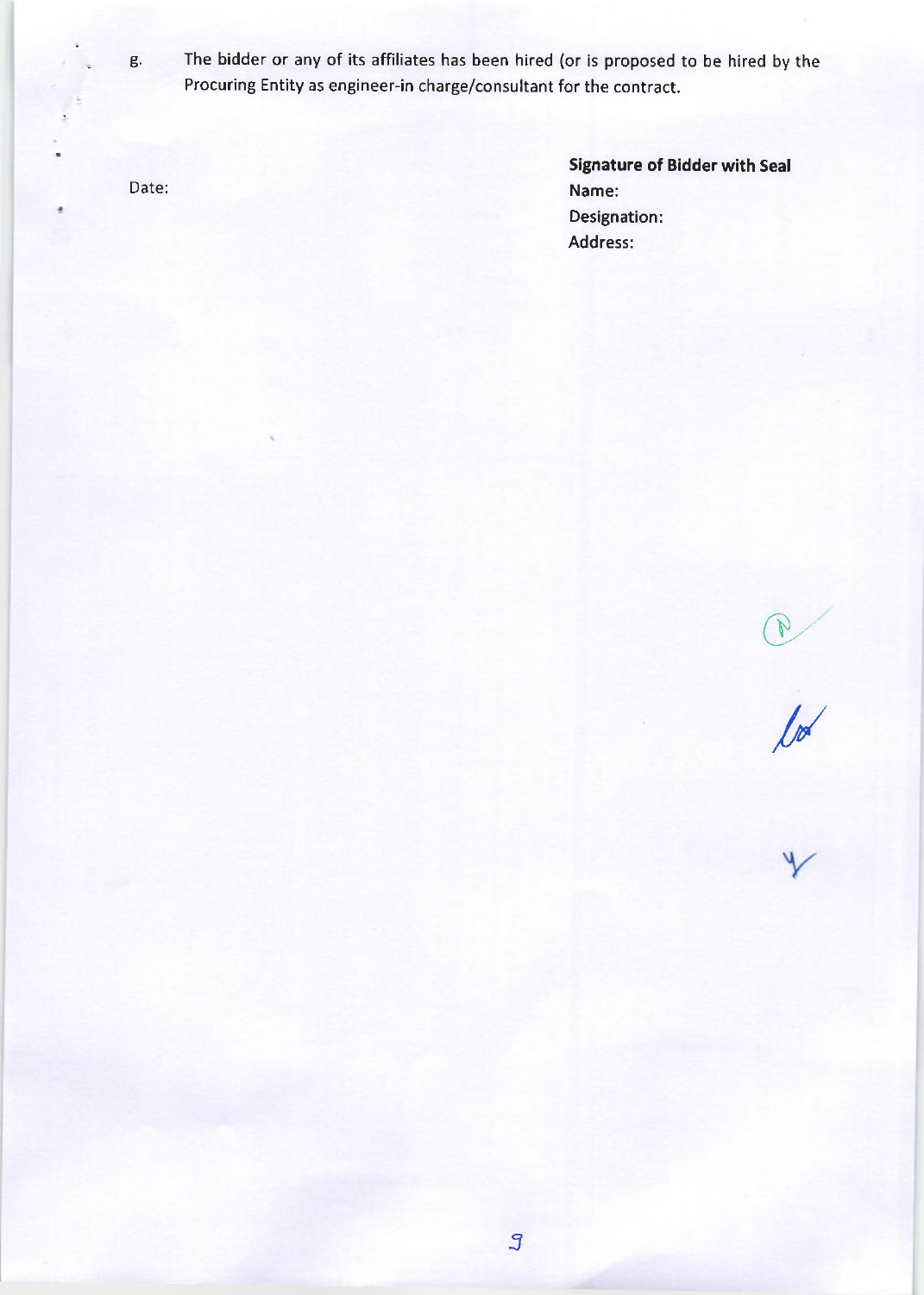g. The bidder or any of its affiliates has been hired (or is proposed to be hired by the Procuring Entity as engineer-in charge/consultant for the contract.

Date:

**Signature of Bidder with Seal**
**Name:**
**Designation:**
**Address:**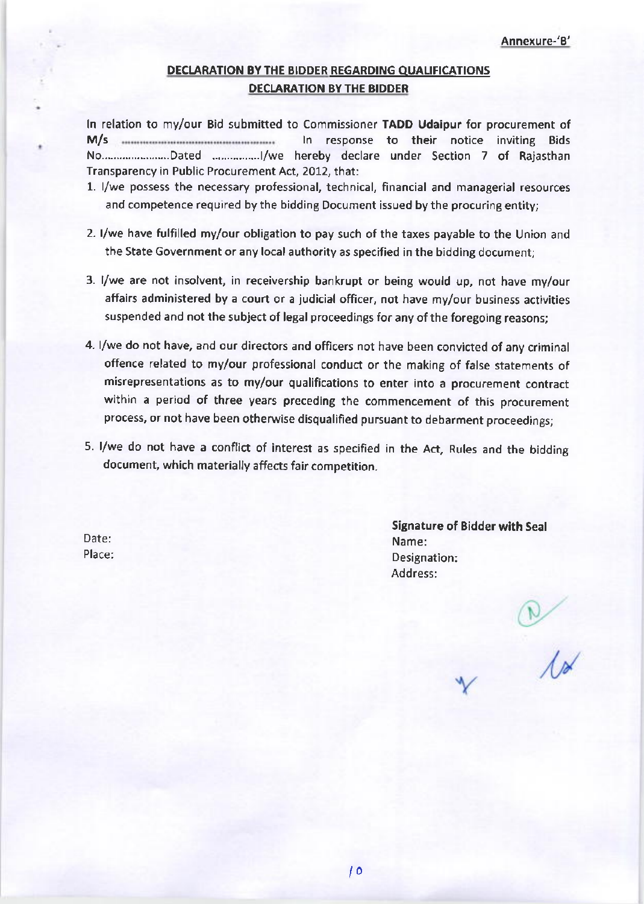Annexure-'B'

**DECLARATION BY THE BIDDER REGARDING QUALIFICATIONS**

**DECLARATION BY THE BIDDER**

In relation to my/our Bid submitted to Commissioner **TADD Udaipur** for procurement of **M/s** ........................................................ In response to their notice inviting Bids No......................Dated ...............I/we hereby declare under Section 7 of Rajasthan Transparency in Public Procurement Act, 2012, that:

1. I/we possess the necessary professional, technical, financial and managerial resources and competence required by the bidding Document issued by the procuring entity;
2. I/we have fulfilled my/our obligation to pay such of the taxes payable to the Union and the State Government or any local authority as specified in the bidding document;
3. I/we are not insolvent, in receivership bankrupt or being would up, not have my/our affairs administered by a court or a judicial officer, not have my/our business activities suspended and not the subject of legal proceedings for any of the foregoing reasons;
4. I/we do not have, and our directors and officers not have been convicted of any criminal offence related to my/our professional conduct or the making of false statements of misrepresentations as to my/our qualifications to enter into a procurement contract within a period of three years preceding the commencement of this procurement process, or not have been otherwise disqualified pursuant to debarment proceedings;
5. I/we do not have a conflict of interest as specified in the Act, Rules and the bidding document, which materially affects fair competition.

Date:

Place:

**Signature of Bidder with Seal**

Name:

Designation:

Address: